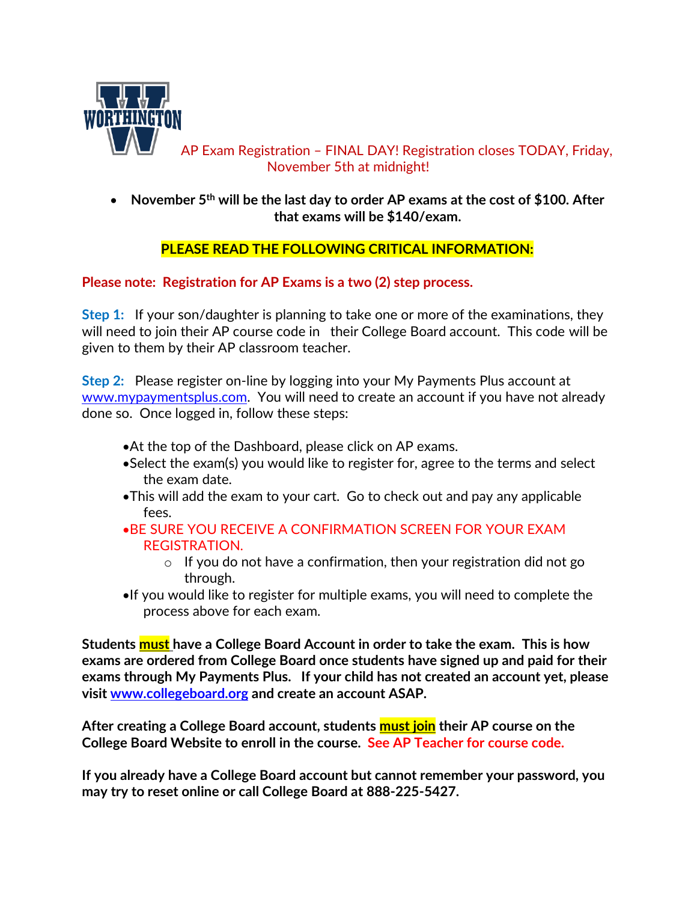## AP Exam Registration – FINAL DAY! Registration closes TODAY, Friday, November 5th at midnight!

- **November 5th will be the last day to order AP exams at the cost of $100. After that exams will be $140/exam.**

**PLEASE READ THE FOLLOWING CRITICAL INFORMATION:**

**Please note: Registration for AP Exams is a two (2) step process.**

**Step 1:** If your son/daughter is planning to take one or more of the examinations, they will need to join their AP course code in their College Board account. This code will be given to them by their AP classroom teacher.

**Step 2:** Please register on-line by logging into your My Payments Plus account at www.mypaymentsplus.com. You will need to create an account if you have not already done so. Once logged in, follow these steps:

- At the top of the Dashboard, please click on AP exams.
- Select the exam(s) you would like to register for, agree to the terms and select the exam date.
- This will add the exam to your cart. Go to check out and pay any applicable fees.
- BE SURE YOU RECEIVE A CONFIRMATION SCREEN FOR YOUR EXAM REGISTRATION.
  - If you do not have a confirmation, then your registration did not go through.
- If you would like to register for multiple exams, you will need to complete the process above for each exam.

**Students must have a College Board Account in order to take the exam. This is how exams are ordered from College Board once students have signed up and paid for their exams through My Payments Plus. If your child has not created an account yet, please visit www.collegeboard.org and create an account ASAP.**

**After creating a College Board account, students must join their AP course on the College Board Website to enroll in the course. See AP Teacher for course code.**

**If you already have a College Board account but cannot remember your password, you may try to reset online or call College Board at 888-225-5427.**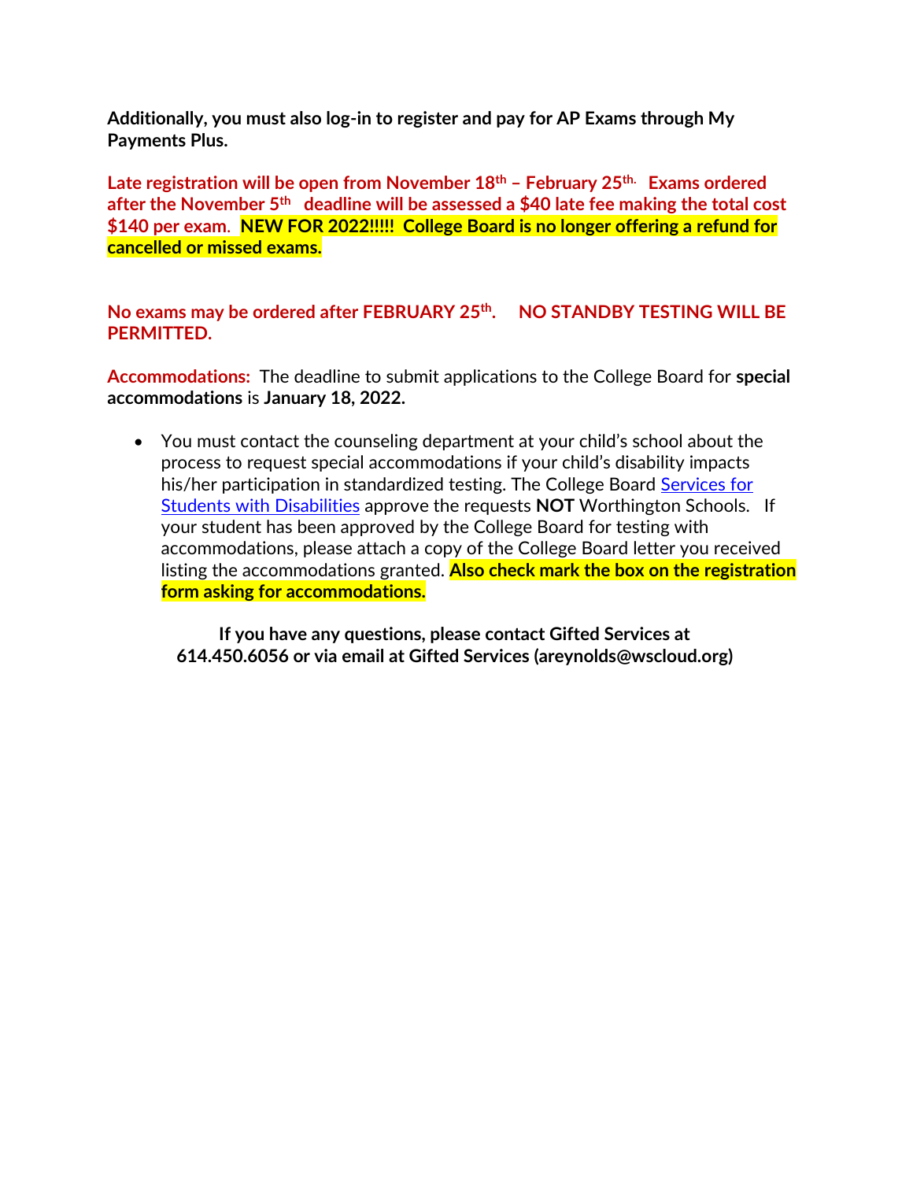**Additionally, you must also log-in to register and pay for AP Exams through My Payments Plus.**

**Late registration will be open from November 18th – February 25th. Exams ordered after the November 5th deadline will be assessed a $40 late fee making the total cost $140 per exam. NEW FOR 2022!!!!! College Board is no longer offering a refund for cancelled or missed exams.**

**No exams may be ordered after FEBRUARY 25th. NO STANDBY TESTING WILL BE PERMITTED.**

**Accommodations:** The deadline to submit applications to the College Board for **special accommodations** is **January 18, 2022.**

- You must contact the counseling department at your child's school about the process to request special accommodations if your child's disability impacts his/her participation in standardized testing. The College Board Services for Students with Disabilities approve the requests **NOT** Worthington Schools. If your student has been approved by the College Board for testing with accommodations, please attach a copy of the College Board letter you received listing the accommodations granted. **Also check mark the box on the registration form asking for accommodations.**

**If you have any questions, please contact Gifted Services at 614.450.6056 or via email at Gifted Services (areynolds@wscloud.org)**